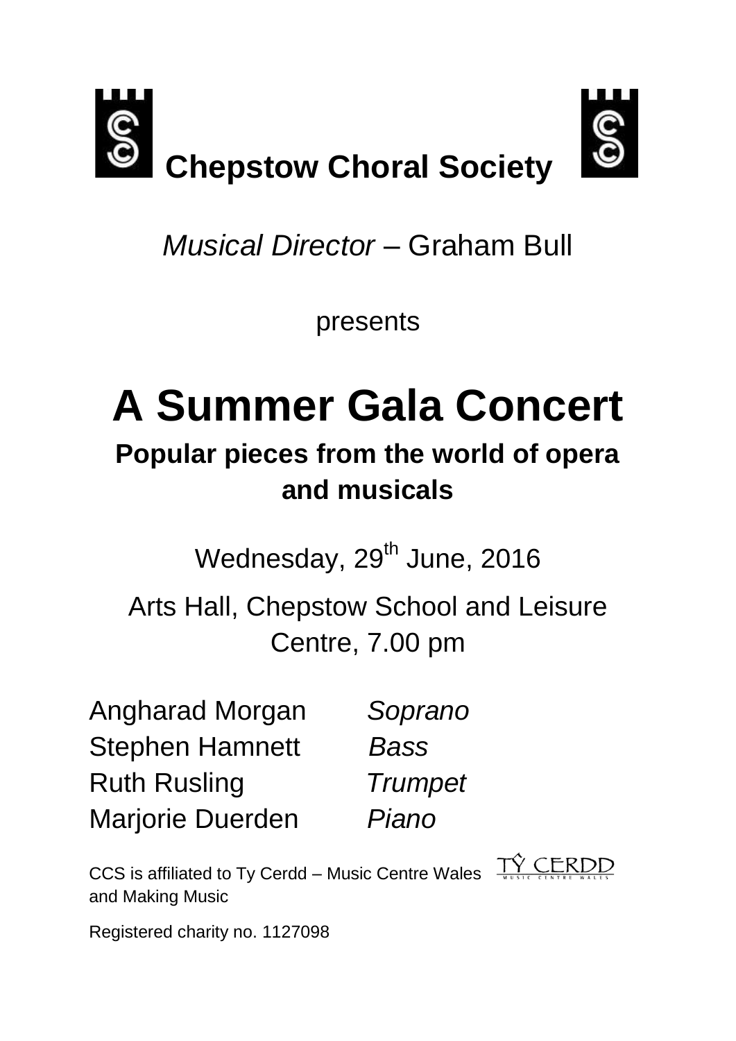# Chepstow Choral Society

*Musical Director* – Graham Bull

presents

# A Summer Gala Concert

## Popular pieces from the world of opera and musicals

Wednesday, 29th June, 2016

Arts Hall, Chepstow School and Leisure Centre, 7.00 pm

Angharad Morgan *Soprano*
Stephen Hamnett *Bass*
Ruth Rusling *Trumpet*
Marjorie Duerden *Piano*

CCS is affiliated to Ty Cerdd – Music Centre Wales and Making Music

TŶ CERDD MUSIC CENTRE WALES

Registered charity no. 1127098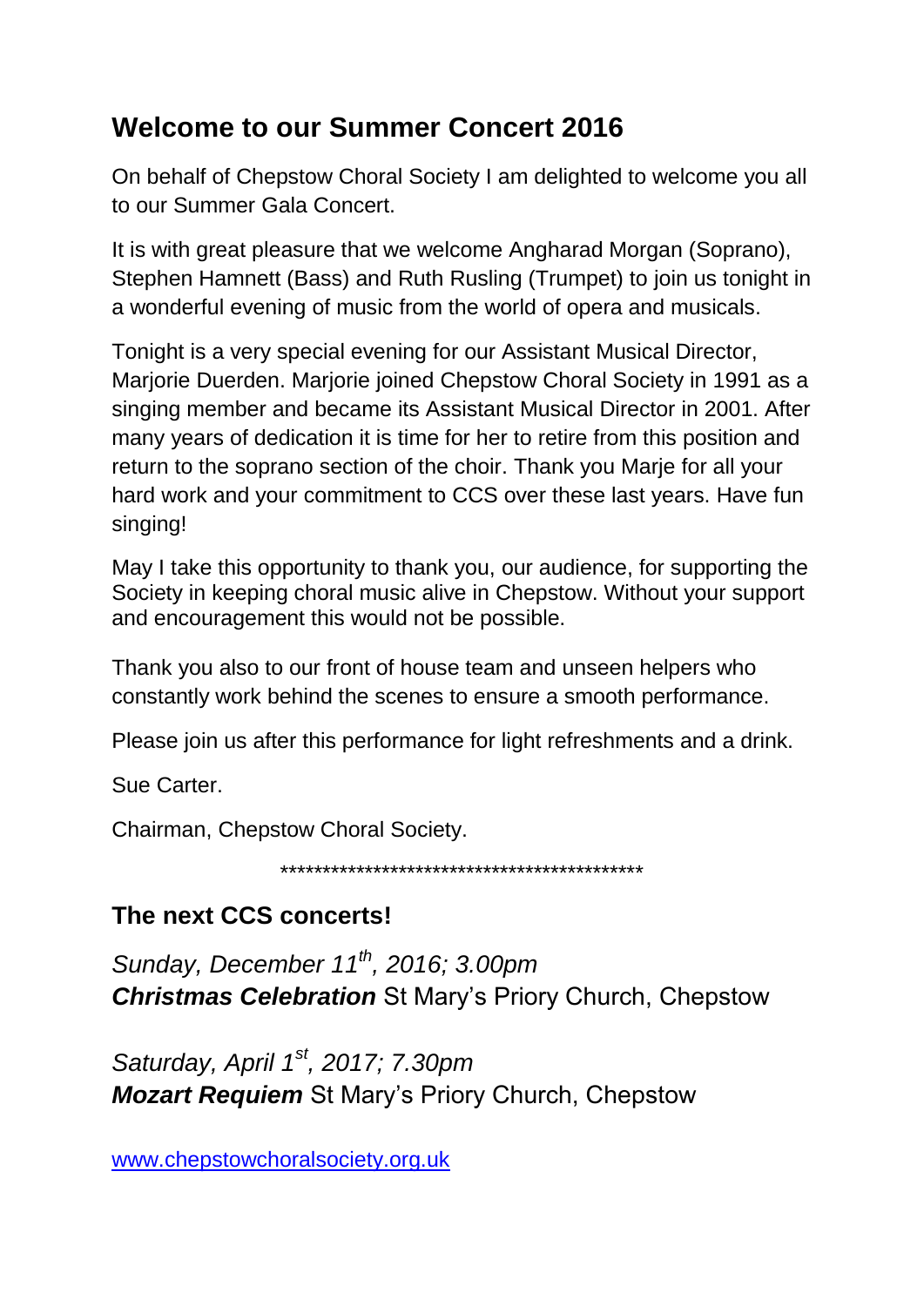## Welcome to our Summer Concert 2016

On behalf of Chepstow Choral Society I am delighted to welcome you all to our Summer Gala Concert.

It is with great pleasure that we welcome Angharad Morgan (Soprano), Stephen Hamnett (Bass) and Ruth Rusling (Trumpet) to join us tonight in a wonderful evening of music from the world of opera and musicals.

Tonight is a very special evening for our Assistant Musical Director, Marjorie Duerden. Marjorie joined Chepstow Choral Society in 1991 as a singing member and became its Assistant Musical Director in 2001. After many years of dedication it is time for her to retire from this position and return to the soprano section of the choir. Thank you Marje for all your hard work and your commitment to CCS over these last years. Have fun singing!

May I take this opportunity to thank you, our audience, for supporting the Society in keeping choral music alive in Chepstow. Without your support and encouragement this would not be possible.

Thank you also to our front of house team and unseen helpers who constantly work behind the scenes to ensure a smooth performance.

Please join us after this performance for light refreshments and a drink.

Sue Carter.

Chairman, Chepstow Choral Society.

*********************************************

## The next CCS concerts!

*Sunday, December 11th, 2016; 3.00pm*
***Christmas Celebration*** St Mary's Priory Church, Chepstow

*Saturday, April 1st, 2017; 7.30pm*
***Mozart Requiem*** St Mary's Priory Church, Chepstow

www.chepstowchoralsociety.org.uk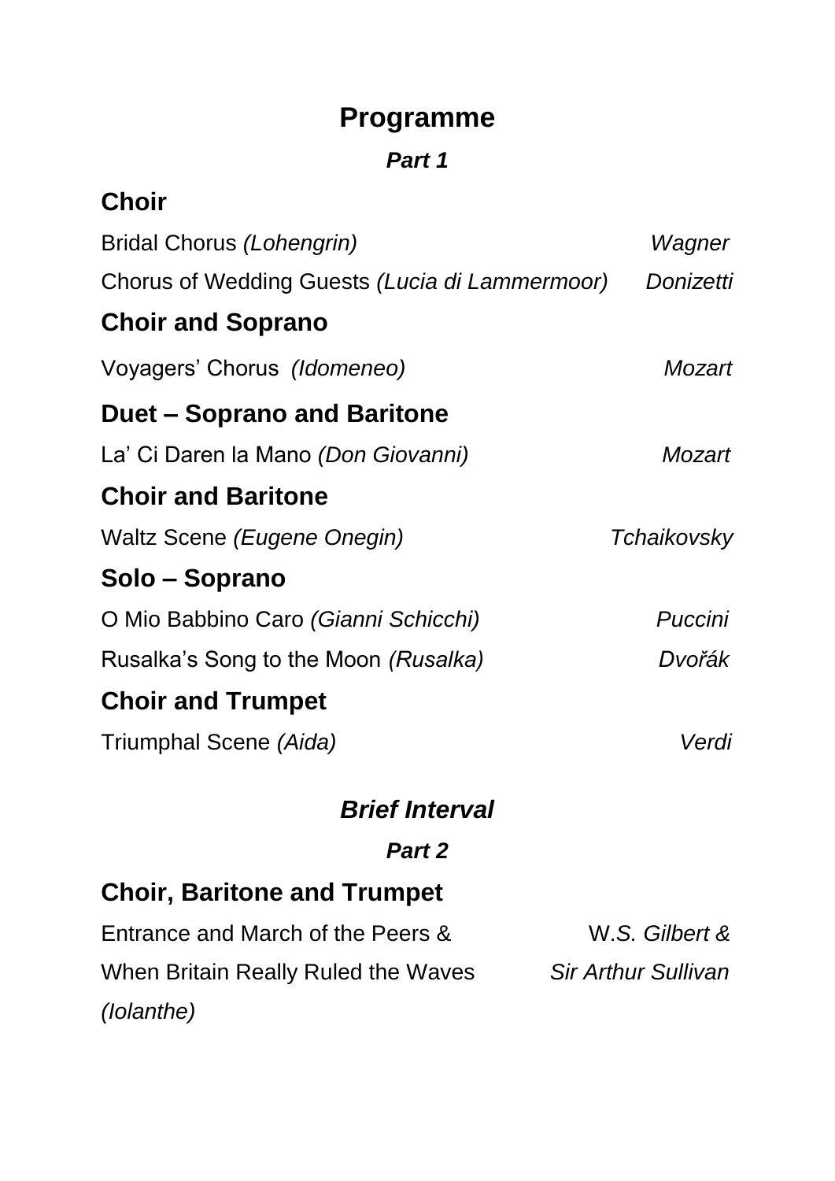# Programme

***Part 1***

## Choir

Bridal Chorus *(Lohengrin)* *Wagner*

Chorus of Wedding Guests *(Lucia di Lammermoor)* *Donizetti*

## Choir and Soprano

Voyagers' Chorus *(Idomeneo)* *Mozart*

## Duet – Soprano and Baritone

La' Ci Daren la Mano *(Don Giovanni)* *Mozart*

## Choir and Baritone

Waltz Scene *(Eugene Onegin)* *Tchaikovsky*

## Solo – Soprano

O Mio Babbino Caro *(Gianni Schicchi)* *Puccini*

Rusalka's Song to the Moon *(Rusalka)* *Dvořák*

## Choir and Trumpet

Triumphal Scene *(Aida)* *Verdi*

***Brief Interval***

***Part 2***

## Choir, Baritone and Trumpet

Entrance and March of the Peers & When Britain Really Ruled the Waves *(Iolanthe)* W.*S. Gilbert & Sir Arthur Sullivan*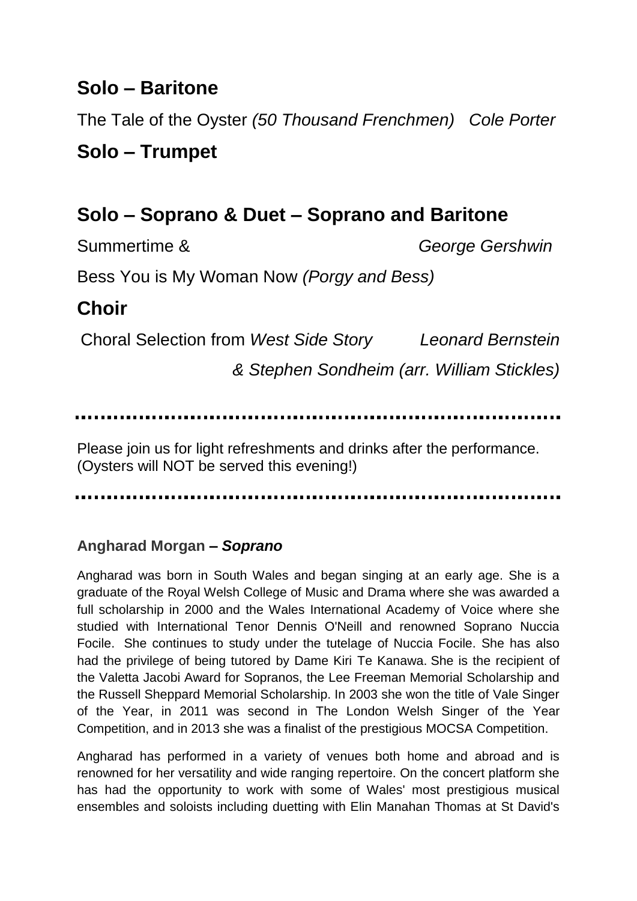## Solo – Baritone

The Tale of the Oyster *(50 Thousand Frenchmen)* *Cole Porter*

## Solo – Trumpet

## Solo – Soprano & Duet – Soprano and Baritone

Summertime & *George Gershwin*

Bess You is My Woman Now *(Porgy and Bess)*

## Choir

Choral Selection from *West Side Story* *Leonard Bernstein & Stephen Sondheim (arr. William Stickles)*

---

Please join us for light refreshments and drinks after the performance. (Oysters will NOT be served this evening!)

---

### Angharad Morgan – *Soprano*

Angharad was born in South Wales and began singing at an early age. She is a graduate of the Royal Welsh College of Music and Drama where she was awarded a full scholarship in 2000 and the Wales International Academy of Voice where she studied with International Tenor Dennis O'Neill and renowned Soprano Nuccia Focile. She continues to study under the tutelage of Nuccia Focile. She has also had the privilege of being tutored by Dame Kiri Te Kanawa. She is the recipient of the Valetta Jacobi Award for Sopranos, the Lee Freeman Memorial Scholarship and the Russell Sheppard Memorial Scholarship. In 2003 she won the title of Vale Singer of the Year, in 2011 was second in The London Welsh Singer of the Year Competition, and in 2013 she was a finalist of the prestigious MOCSA Competition.

Angharad has performed in a variety of venues both home and abroad and is renowned for her versatility and wide ranging repertoire. On the concert platform she has had the opportunity to work with some of Wales' most prestigious musical ensembles and soloists including duetting with Elin Manahan Thomas at St David's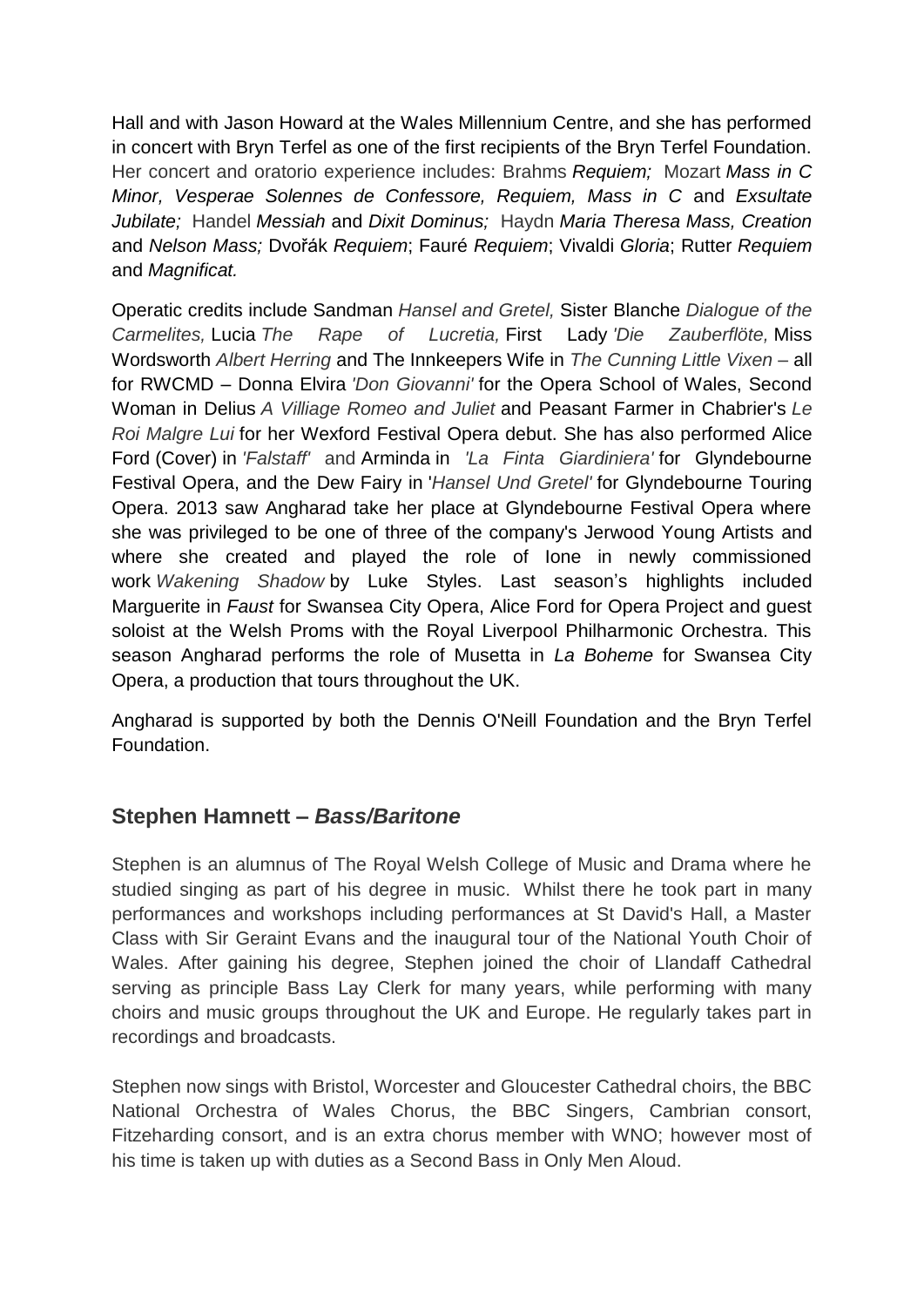Hall and with Jason Howard at the Wales Millennium Centre, and she has performed in concert with Bryn Terfel as one of the first recipients of the Bryn Terfel Foundation. Her concert and oratorio experience includes: Brahms *Requiem;* Mozart *Mass in C Minor, Vesperae Solennes de Confessore, Requiem, Mass in C* and *Exsultate Jubilate;* Handel *Messiah* and *Dixit Dominus;* Haydn *Maria Theresa Mass, Creation* and *Nelson Mass;* Dvořák *Requiem*; Fauré *Requiem*; Vivaldi *Gloria*; Rutter *Requiem* and *Magnificat.*

Operatic credits include Sandman *Hansel and Gretel,* Sister Blanche *Dialogue of the Carmelites,* Lucia *The Rape of Lucretia,* First Lady *'Die Zauberflöte,* Miss Wordsworth *Albert Herring* and The Innkeepers Wife in *The Cunning Little Vixen* – all for RWCMD – Donna Elvira *'Don Giovanni'* for the Opera School of Wales, Second Woman in Delius *A Villiage Romeo and Juliet* and Peasant Farmer in Chabrier's *Le Roi Malgre Lui* for her Wexford Festival Opera debut. She has also performed Alice Ford (Cover) in *'Falstaff'* and Arminda in *'La Finta Giardiniera'* for Glyndebourne Festival Opera, and the Dew Fairy in '*Hansel Und Gretel'* for Glyndebourne Touring Opera. 2013 saw Angharad take her place at Glyndebourne Festival Opera where she was privileged to be one of three of the company's Jerwood Young Artists and where she created and played the role of Ione in newly commissioned work *Wakening Shadow* by Luke Styles. Last season's highlights included Marguerite in *Faust* for Swansea City Opera, Alice Ford for Opera Project and guest soloist at the Welsh Proms with the Royal Liverpool Philharmonic Orchestra. This season Angharad performs the role of Musetta in *La Boheme* for Swansea City Opera, a production that tours throughout the UK.

Angharad is supported by both the Dennis O'Neill Foundation and the Bryn Terfel Foundation.

## Stephen Hamnett – *Bass/Baritone*

Stephen is an alumnus of The Royal Welsh College of Music and Drama where he studied singing as part of his degree in music. Whilst there he took part in many performances and workshops including performances at St David's Hall, a Master Class with Sir Geraint Evans and the inaugural tour of the National Youth Choir of Wales. After gaining his degree, Stephen joined the choir of Llandaff Cathedral serving as principle Bass Lay Clerk for many years, while performing with many choirs and music groups throughout the UK and Europe. He regularly takes part in recordings and broadcasts.

Stephen now sings with Bristol, Worcester and Gloucester Cathedral choirs, the BBC National Orchestra of Wales Chorus, the BBC Singers, Cambrian consort, Fitzeharding consort, and is an extra chorus member with WNO; however most of his time is taken up with duties as a Second Bass in Only Men Aloud.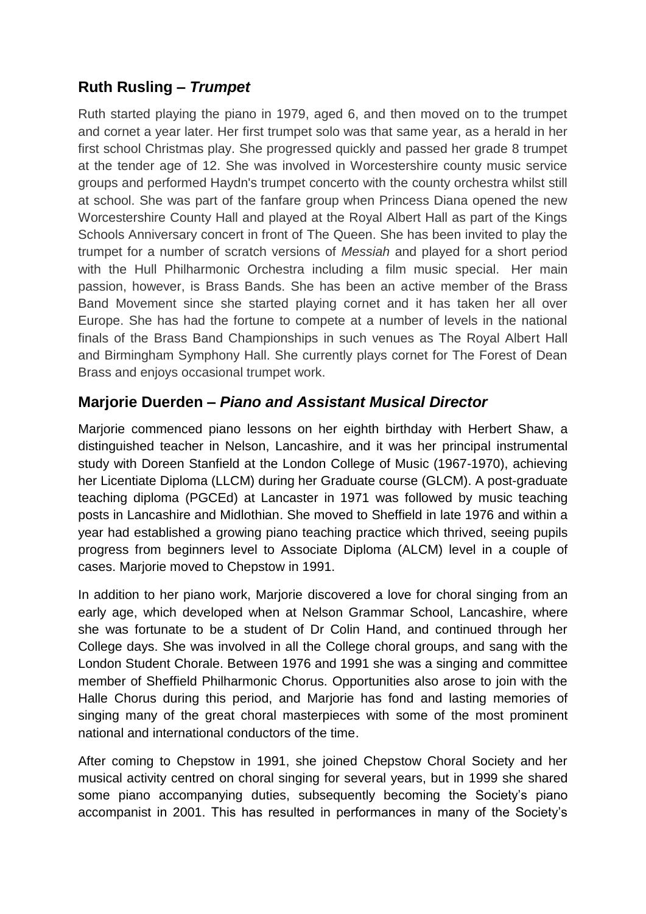## Ruth Rusling – *Trumpet*

Ruth started playing the piano in 1979, aged 6, and then moved on to the trumpet and cornet a year later. Her first trumpet solo was that same year, as a herald in her first school Christmas play. She progressed quickly and passed her grade 8 trumpet at the tender age of 12. She was involved in Worcestershire county music service groups and performed Haydn's trumpet concerto with the county orchestra whilst still at school. She was part of the fanfare group when Princess Diana opened the new Worcestershire County Hall and played at the Royal Albert Hall as part of the Kings Schools Anniversary concert in front of The Queen. She has been invited to play the trumpet for a number of scratch versions of *Messiah* and played for a short period with the Hull Philharmonic Orchestra including a film music special. Her main passion, however, is Brass Bands. She has been an active member of the Brass Band Movement since she started playing cornet and it has taken her all over Europe. She has had the fortune to compete at a number of levels in the national finals of the Brass Band Championships in such venues as The Royal Albert Hall and Birmingham Symphony Hall. She currently plays cornet for The Forest of Dean Brass and enjoys occasional trumpet work.

## Marjorie Duerden – *Piano and Assistant Musical Director*

Marjorie commenced piano lessons on her eighth birthday with Herbert Shaw, a distinguished teacher in Nelson, Lancashire, and it was her principal instrumental study with Doreen Stanfield at the London College of Music (1967-1970), achieving her Licentiate Diploma (LLCM) during her Graduate course (GLCM). A post-graduate teaching diploma (PGCEd) at Lancaster in 1971 was followed by music teaching posts in Lancashire and Midlothian. She moved to Sheffield in late 1976 and within a year had established a growing piano teaching practice which thrived, seeing pupils progress from beginners level to Associate Diploma (ALCM) level in a couple of cases. Marjorie moved to Chepstow in 1991.

In addition to her piano work, Marjorie discovered a love for choral singing from an early age, which developed when at Nelson Grammar School, Lancashire, where she was fortunate to be a student of Dr Colin Hand, and continued through her College days. She was involved in all the College choral groups, and sang with the London Student Chorale. Between 1976 and 1991 she was a singing and committee member of Sheffield Philharmonic Chorus. Opportunities also arose to join with the Halle Chorus during this period, and Marjorie has fond and lasting memories of singing many of the great choral masterpieces with some of the most prominent national and international conductors of the time.

After coming to Chepstow in 1991, she joined Chepstow Choral Society and her musical activity centred on choral singing for several years, but in 1999 she shared some piano accompanying duties, subsequently becoming the Society's piano accompanist in 2001. This has resulted in performances in many of the Society's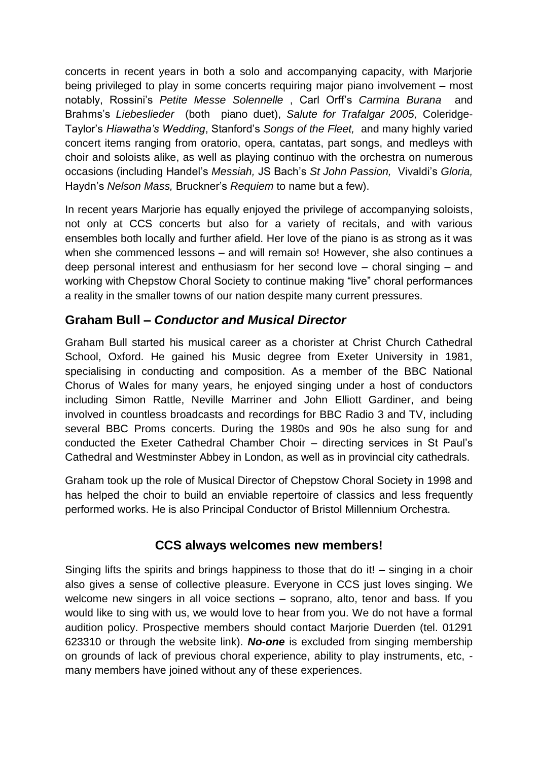concerts in recent years in both a solo and accompanying capacity, with Marjorie being privileged to play in some concerts requiring major piano involvement – most notably, Rossini's *Petite Messe Solennelle* , Carl Orff's *Carmina Burana* and Brahms's *Liebeslieder* (both piano duet), *Salute for Trafalgar 2005,* Coleridge-Taylor's *Hiawatha's Wedding*, Stanford's *Songs of the Fleet,* and many highly varied concert items ranging from oratorio, opera, cantatas, part songs, and medleys with choir and soloists alike, as well as playing continuo with the orchestra on numerous occasions (including Handel's *Messiah,* JS Bach's *St John Passion,* Vivaldi's *Gloria,* Haydn's *Nelson Mass,* Bruckner's *Requiem* to name but a few).

In recent years Marjorie has equally enjoyed the privilege of accompanying soloists, not only at CCS concerts but also for a variety of recitals, and with various ensembles both locally and further afield. Her love of the piano is as strong as it was when she commenced lessons – and will remain so! However, she also continues a deep personal interest and enthusiasm for her second love – choral singing – and working with Chepstow Choral Society to continue making "live" choral performances a reality in the smaller towns of our nation despite many current pressures.

## Graham Bull – *Conductor and Musical Director*

Graham Bull started his musical career as a chorister at Christ Church Cathedral School, Oxford. He gained his Music degree from Exeter University in 1981, specialising in conducting and composition. As a member of the BBC National Chorus of Wales for many years, he enjoyed singing under a host of conductors including Simon Rattle, Neville Marriner and John Elliott Gardiner, and being involved in countless broadcasts and recordings for BBC Radio 3 and TV, including several BBC Proms concerts. During the 1980s and 90s he also sung for and conducted the Exeter Cathedral Chamber Choir – directing services in St Paul's Cathedral and Westminster Abbey in London, as well as in provincial city cathedrals.

Graham took up the role of Musical Director of Chepstow Choral Society in 1998 and has helped the choir to build an enviable repertoire of classics and less frequently performed works. He is also Principal Conductor of Bristol Millennium Orchestra.

## CCS always welcomes new members!

Singing lifts the spirits and brings happiness to those that do it! – singing in a choir also gives a sense of collective pleasure. Everyone in CCS just loves singing. We welcome new singers in all voice sections – soprano, alto, tenor and bass. If you would like to sing with us, we would love to hear from you. We do not have a formal audition policy. Prospective members should contact Marjorie Duerden (tel. 01291 623310 or through the website link). ***No-one*** is excluded from singing membership on grounds of lack of previous choral experience, ability to play instruments, etc, - many members have joined without any of these experiences.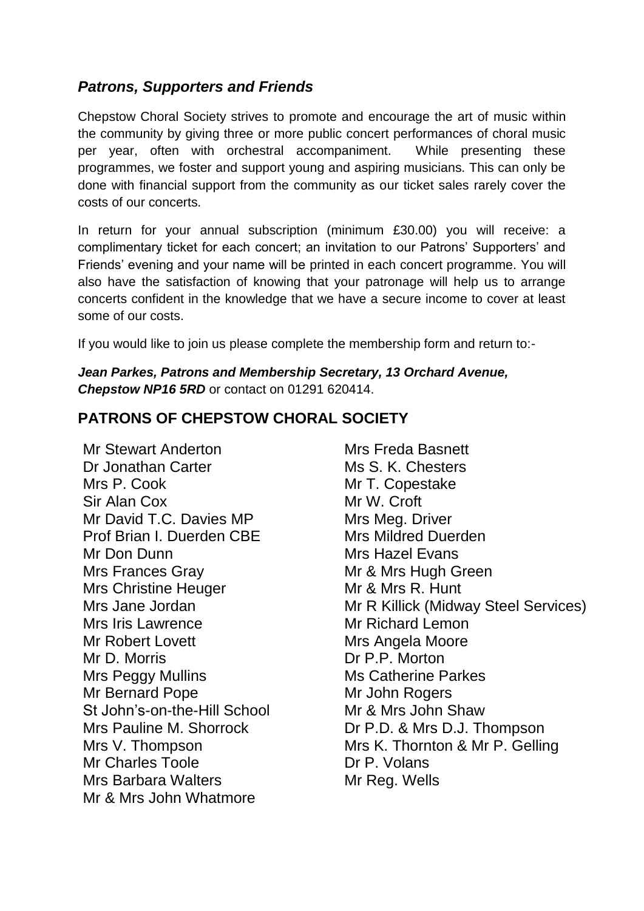## *Patrons, Supporters and Friends*

Chepstow Choral Society strives to promote and encourage the art of music within the community by giving three or more public concert performances of choral music per year, often with orchestral accompaniment. While presenting these programmes, we foster and support young and aspiring musicians. This can only be done with financial support from the community as our ticket sales rarely cover the costs of our concerts.

In return for your annual subscription (minimum £30.00) you will receive: a complimentary ticket for each concert; an invitation to our Patrons' Supporters' and Friends' evening and your name will be printed in each concert programme. You will also have the satisfaction of knowing that your patronage will help us to arrange concerts confident in the knowledge that we have a secure income to cover at least some of our costs.

If you would like to join us please complete the membership form and return to:-

***Jean Parkes, Patrons and Membership Secretary, 13 Orchard Avenue, Chepstow NP16 5RD*** or contact on 01291 620414.

## PATRONS OF CHEPSTOW CHORAL SOCIETY

Mr Stewart Anderton
Dr Jonathan Carter
Mrs P. Cook
Sir Alan Cox
Mr David T.C. Davies MP
Prof Brian I. Duerden CBE
Mr Don Dunn
Mrs Frances Gray
Mrs Christine Heuger
Mrs Jane Jordan
Mrs Iris Lawrence
Mr Robert Lovett
Mr D. Morris
Mrs Peggy Mullins
Mr Bernard Pope
St John's-on-the-Hill School
Mrs Pauline M. Shorrock
Mrs V. Thompson
Mr Charles Toole
Mrs Barbara Walters
Mr & Mrs John Whatmore
Mrs Freda Basnett
Ms S. K. Chesters
Mr T. Copestake
Mr W. Croft
Mrs Meg. Driver
Mrs Mildred Duerden
Mrs Hazel Evans
Mr & Mrs Hugh Green
Mr & Mrs R. Hunt
Mr R Killick (Midway Steel Services)
Mr Richard Lemon
Mrs Angela Moore
Dr P.P. Morton
Ms Catherine Parkes
Mr John Rogers
Mr & Mrs John Shaw
Dr P.D. & Mrs D.J. Thompson
Mrs K. Thornton & Mr P. Gelling
Dr P. Volans
Mr Reg. Wells